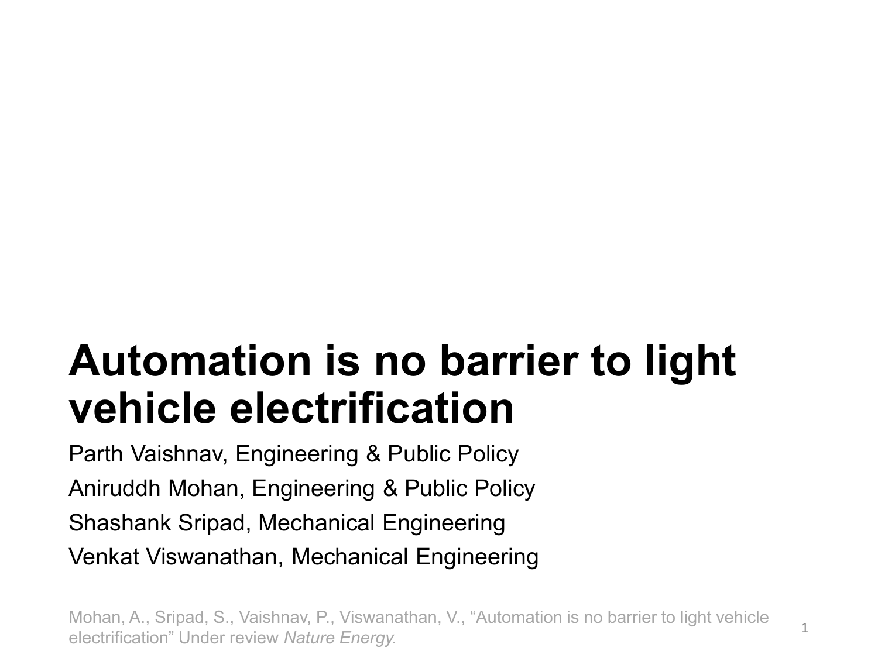# Automation is no barrier to light vehicle electrification

Parth Vaishnav, Engineering & Public Policy

Aniruddh Mohan, Engineering & Public Policy

Shashank Sripad, Mechanical Engineering

Venkat Viswanathan, Mechanical Engineering

Mohan, A., Sripad, S., Vaishnav, P., Viswanathan, V., "Automation is no barrier to light vehicle electrification" Under review *Nature Energy*.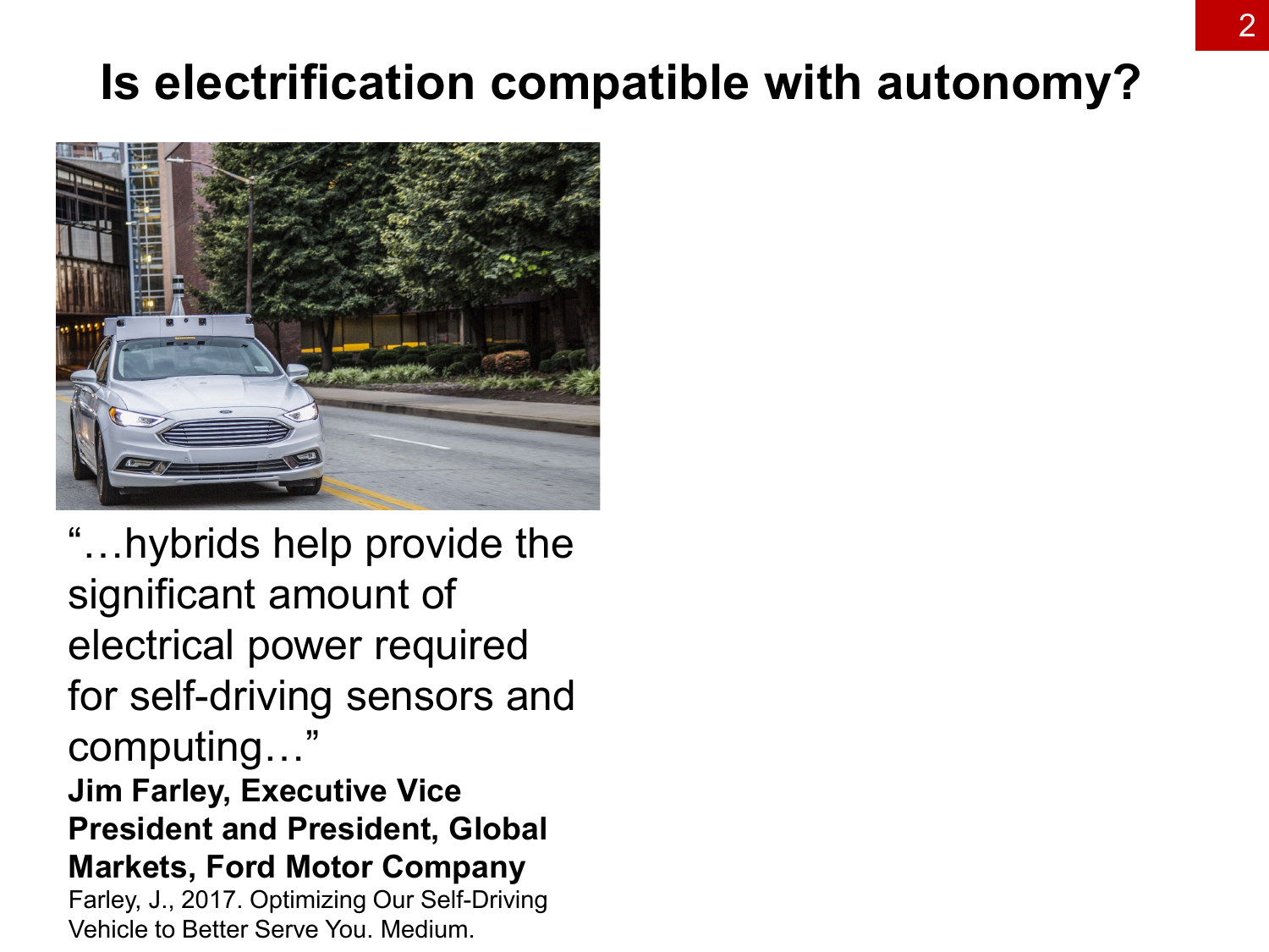# Is electrification compatible with autonomy?

"…hybrids help provide the significant amount of electrical power required for self-driving sensors and computing…"

**Jim Farley, Executive Vice President and President, Global Markets, Ford Motor Company**

Farley, J., 2017. Optimizing Our Self-Driving Vehicle to Better Serve You. Medium.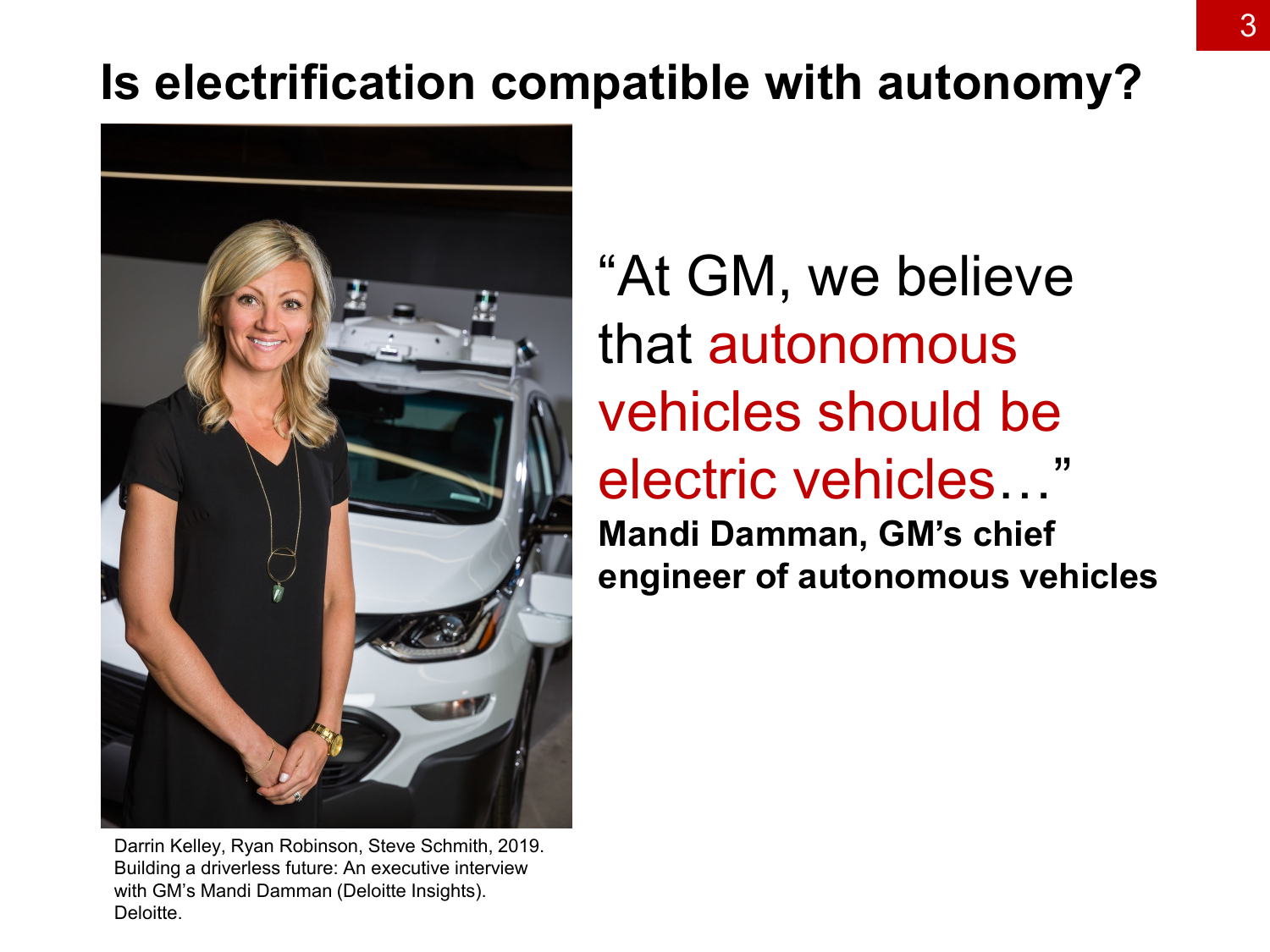# Is electrification compatible with autonomy?

"At GM, we believe that autonomous vehicles should be electric vehicles…"

**Mandi Damman, GM's chief engineer of autonomous vehicles**

Darrin Kelley, Ryan Robinson, Steve Schmith, 2019. Building a driverless future: An executive interview with GM's Mandi Damman (Deloitte Insights). Deloitte.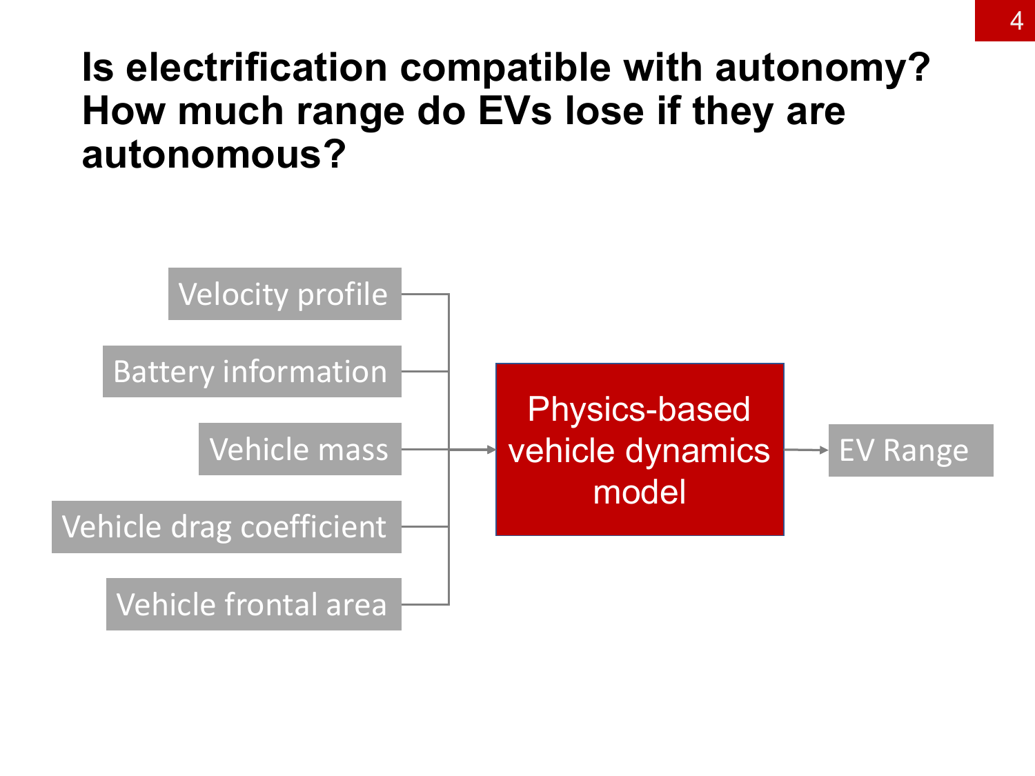# Is electrification compatible with autonomy? How much range do EVs lose if they are autonomous?

- Velocity profile
- Battery information
- Vehicle mass
- Vehicle drag coefficient
- Vehicle frontal area

→ Physics-based vehicle dynamics model → EV Range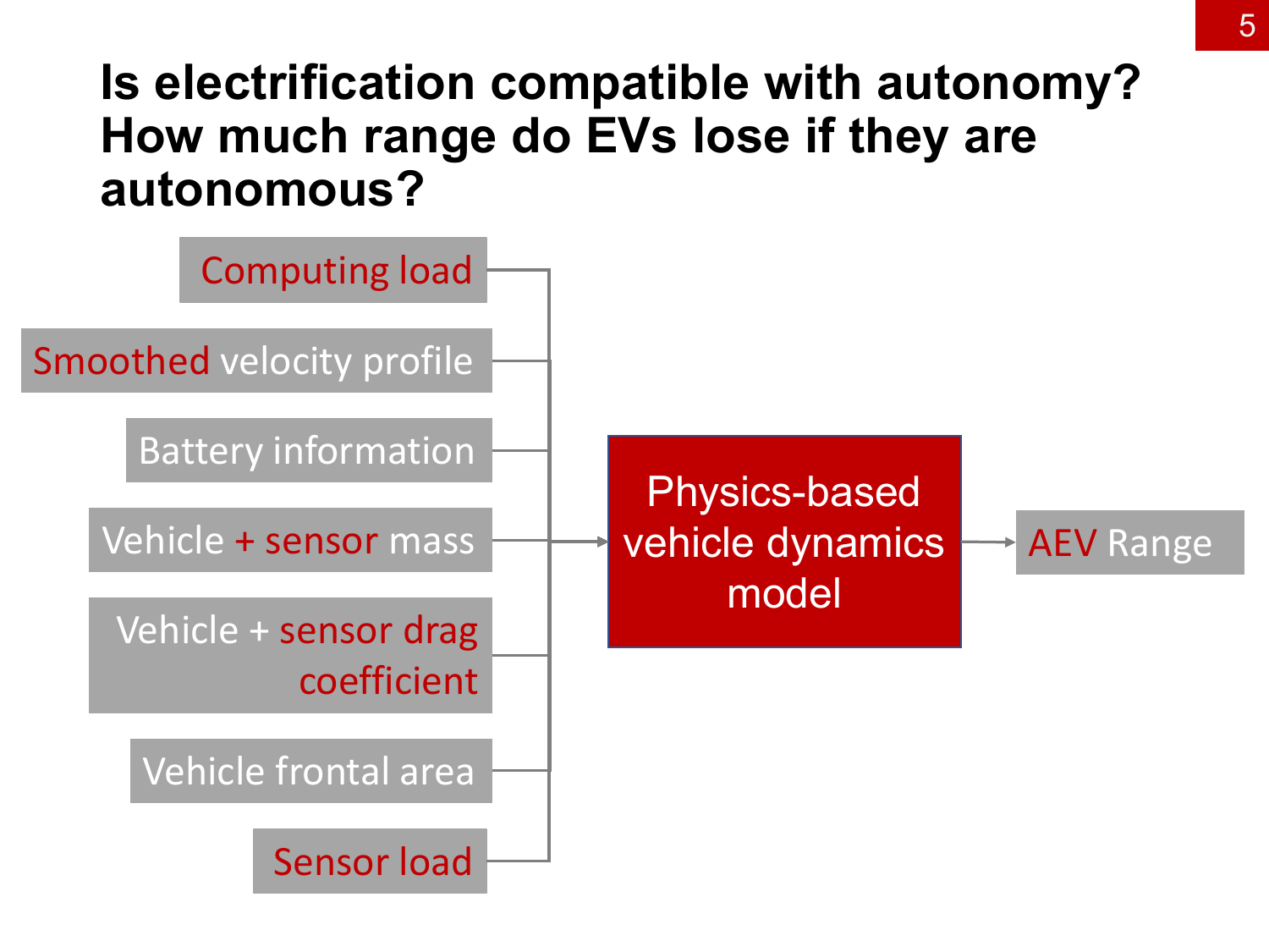# Is electrification compatible with autonomy? How much range do EVs lose if they are autonomous?

- Computing load
- Smoothed velocity profile
- Battery information
- Vehicle + sensor mass
- Vehicle + sensor drag coefficient
- Vehicle frontal area
- Sensor load

→ Physics-based vehicle dynamics model → AEV Range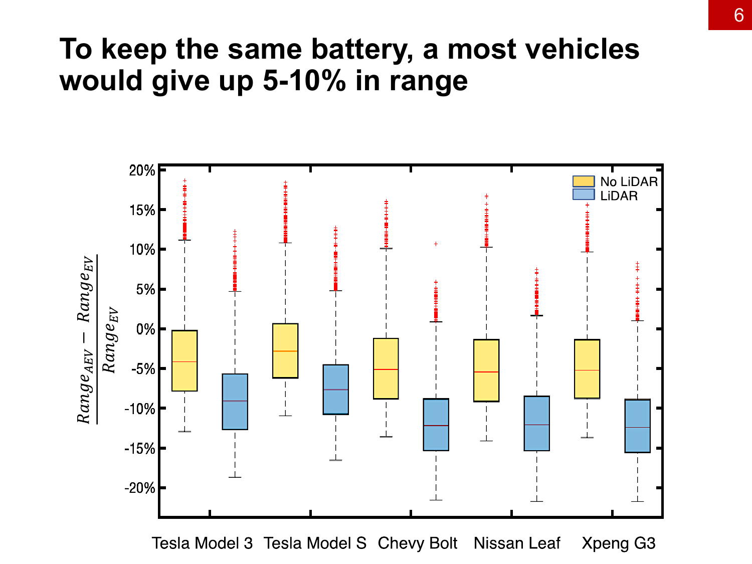# To keep the same battery, a most vehicles would give up 5-10% in range

$$\frac{Range_{AEV} - Range_{EV}}{Range_{EV}}$$

No LiDAR

LiDAR

20%
15%
10%
5%
0%
-5%
-10%
-15%
-20%

Tesla Model 3 Tesla Model S Chevy Bolt Nissan Leaf Xpeng G3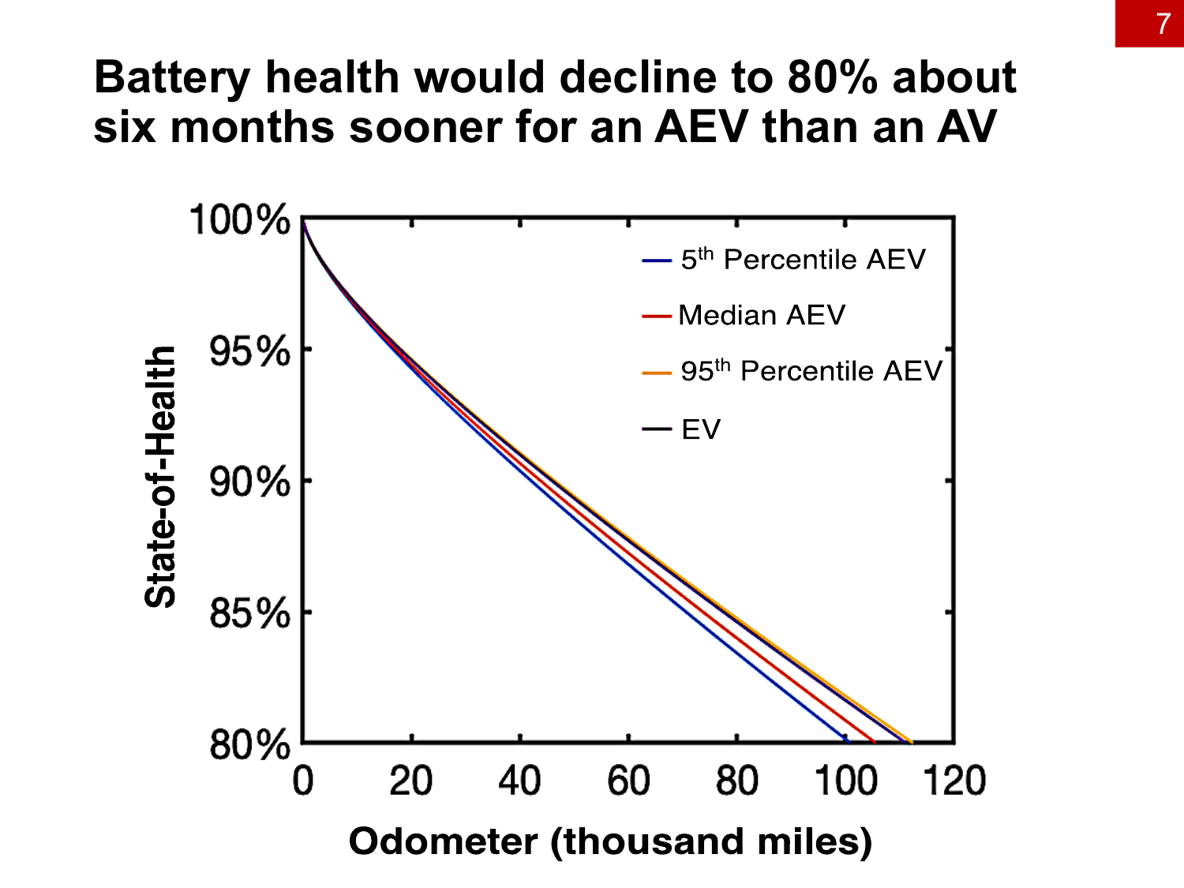# Battery health would decline to 80% about six months sooner for an AEV than an AV

State-of-Health

100%
95%
90%
85%
80%

0
20
40
60
80
100
120

Odometer (thousand miles)

5th Percentile AEV
Median AEV
95th Percentile AEV
EV